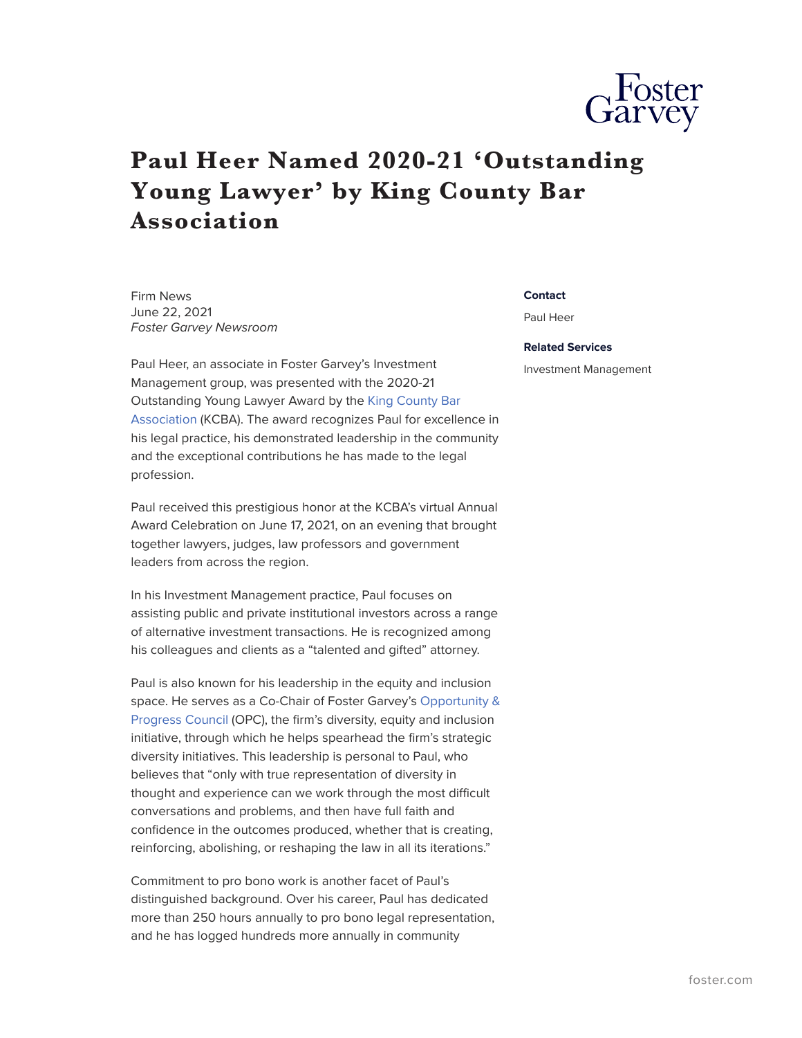# Paul Heer Named 2020-21 'Outstanding Young Lawyer' by King County Bar Association

Firm News
June 22, 2021
*Foster Garvey Newsroom*

Paul Heer, an associate in Foster Garvey's Investment Management group, was presented with the 2020-21 Outstanding Young Lawyer Award by the King County Bar Association (KCBA). The award recognizes Paul for excellence in his legal practice, his demonstrated leadership in the community and the exceptional contributions he has made to the legal profession.

Paul received this prestigious honor at the KCBA's virtual Annual Award Celebration on June 17, 2021, on an evening that brought together lawyers, judges, law professors and government leaders from across the region.

In his Investment Management practice, Paul focuses on assisting public and private institutional investors across a range of alternative investment transactions. He is recognized among his colleagues and clients as a "talented and gifted" attorney.

Paul is also known for his leadership in the equity and inclusion space. He serves as a Co-Chair of Foster Garvey's Opportunity & Progress Council (OPC), the firm's diversity, equity and inclusion initiative, through which he helps spearhead the firm's strategic diversity initiatives. This leadership is personal to Paul, who believes that "only with true representation of diversity in thought and experience can we work through the most difficult conversations and problems, and then have full faith and confidence in the outcomes produced, whether that is creating, reinforcing, abolishing, or reshaping the law in all its iterations."

Commitment to pro bono work is another facet of Paul's distinguished background. Over his career, Paul has dedicated more than 250 hours annually to pro bono legal representation, and he has logged hundreds more annually in community

**Contact**

Paul Heer

**Related Services**

Investment Management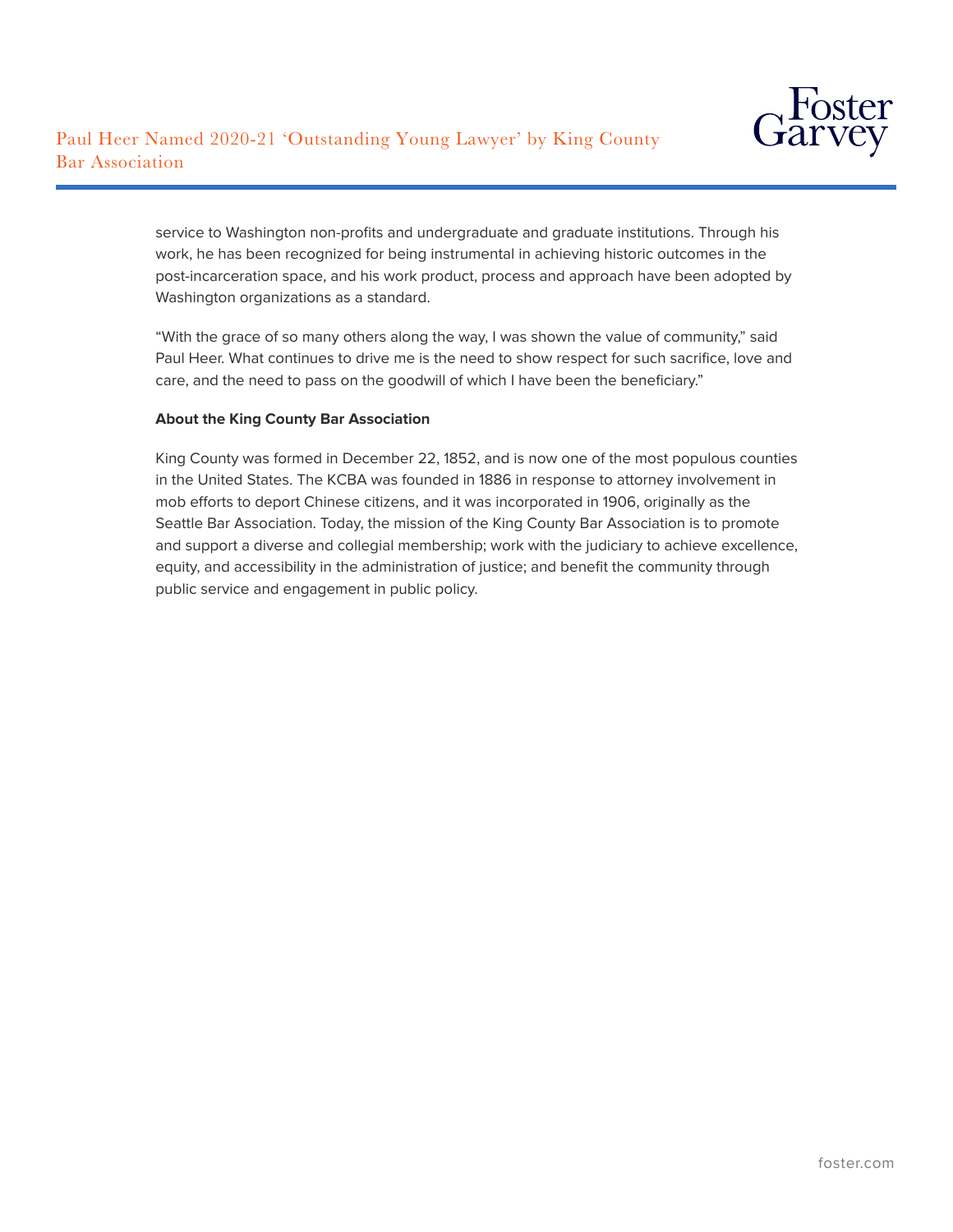service to Washington non-profits and undergraduate and graduate institutions. Through his work, he has been recognized for being instrumental in achieving historic outcomes in the post-incarceration space, and his work product, process and approach have been adopted by Washington organizations as a standard.

“With the grace of so many others along the way, I was shown the value of community,” said Paul Heer. What continues to drive me is the need to show respect for such sacrifice, love and care, and the need to pass on the goodwill of which I have been the beneficiary.”

**About the King County Bar Association**

King County was formed in December 22, 1852, and is now one of the most populous counties in the United States. The KCBA was founded in 1886 in response to attorney involvement in mob efforts to deport Chinese citizens, and it was incorporated in 1906, originally as the Seattle Bar Association. Today, the mission of the King County Bar Association is to promote and support a diverse and collegial membership; work with the judiciary to achieve excellence, equity, and accessibility in the administration of justice; and benefit the community through public service and engagement in public policy.